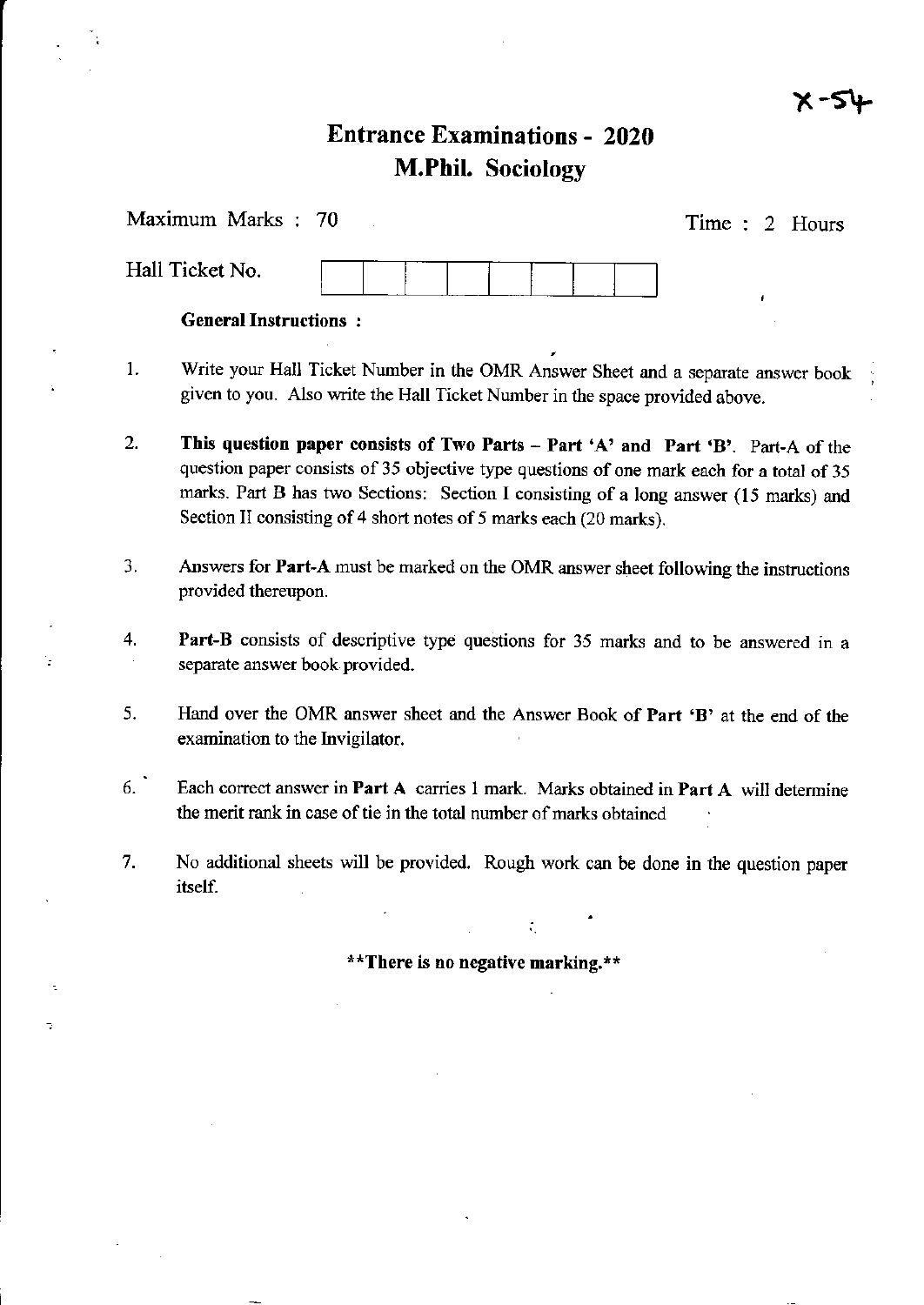X-54

# Entrance Examinations - 2020
## M.Phil. Sociology

Maximum Marks : 70 | Time : 2 Hours

Hall Ticket No. | | | | | | | | |

**General Instructions :**

1. Write your Hall Ticket Number in the OMR Answer Sheet and a separate answer book given to you. Also write the Hall Ticket Number in the space provided above.

2. **This question paper consists of Two Parts – Part 'A' and Part 'B'**. Part-A of the question paper consists of 35 objective type questions of one mark each for a total of 35 marks. Part B has two Sections: Section I consisting of a long answer (15 marks) and Section II consisting of 4 short notes of 5 marks each (20 marks).

3. Answers for **Part-A** must be marked on the OMR answer sheet following the instructions provided thereupon.

4. **Part-B** consists of descriptive type questions for 35 marks and to be answered in a separate answer book provided.

5. Hand over the OMR answer sheet and the Answer Book of **Part 'B'** at the end of the examination to the Invigilator.

6. Each correct answer in **Part A** carries 1 mark. Marks obtained in **Part A** will determine the merit rank in case of tie in the total number of marks obtained

7. No additional sheets will be provided. Rough work can be done in the question paper itself.

**\*\*There is no negative marking.\*\***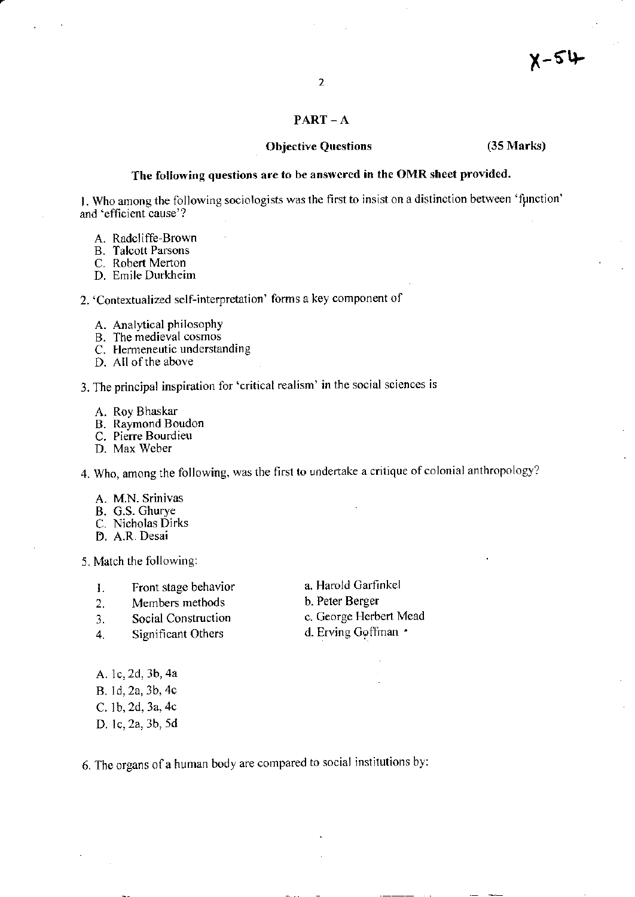X-54

## PART – A

**Objective Questions** **(35 Marks)**

**The following questions are to be answered in the OMR sheet provided.**

1. Who among the following sociologists was the first to insist on a distinction between 'function' and 'efficient cause'?

   A. Radcliffe-Brown
   B. Talcott Parsons
   C. Robert Merton
   D. Emile Durkheim

2. 'Contextualized self-interpretation' forms a key component of

   A. Analytical philosophy
   B. The medieval cosmos
   C. Hermeneutic understanding
   D. All of the above

3. The principal inspiration for 'critical realism' in the social sciences is

   A. Roy Bhaskar
   B. Raymond Boudon
   C. Pierre Bourdieu
   D. Max Weber

4. Who, among the following, was the first to undertake a critique of colonial anthropology?

   A. M.N. Srinivas
   B. G.S. Ghurye
   C. Nicholas Dirks
   D. A.R. Desai

5. Match the following:

| | | |
|---|---|---|
| 1. | Front stage behavior | a. Harold Garfinkel |
| 2. | Members methods | b. Peter Berger |
| 3. | Social Construction | c. George Herbert Mead |
| 4. | Significant Others | d. Erving Goffman |

   A. 1c, 2d, 3b, 4a
   B. 1d, 2a, 3b, 4c
   C. 1b, 2d, 3a, 4c
   D. 1c, 2a, 3b, 5d

6. The organs of a human body are compared to social institutions by: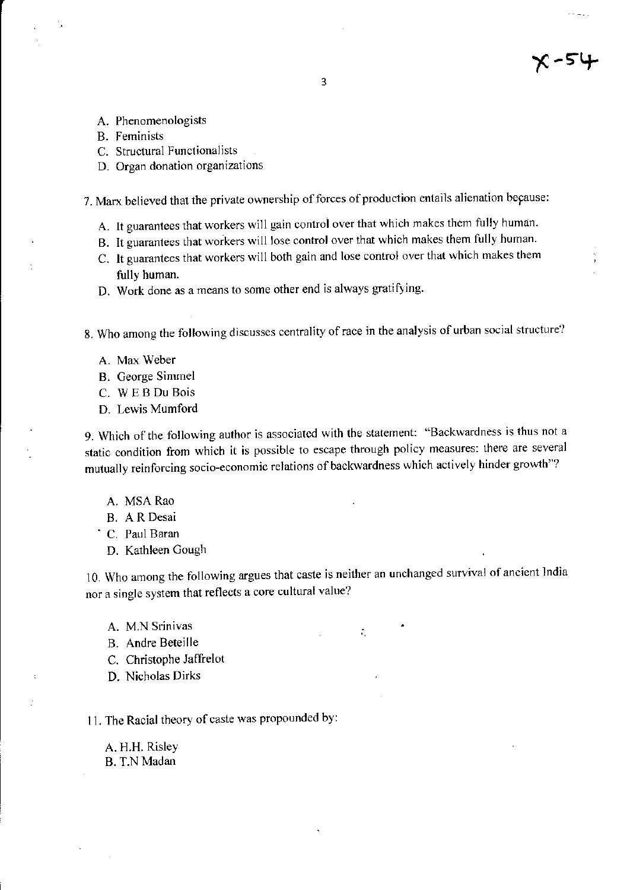A. Phenomenologists
B. Feminists
C. Structural Functionalists
D. Organ donation organizations

7. Marx believed that the private ownership of forces of production entails alienation because:

A. It guarantees that workers will gain control over that which makes them fully human.
B. It guarantees that workers will lose control over that which makes them fully human.
C. It guarantees that workers will both gain and lose control over that which makes them fully human.
D. Work done as a means to some other end is always gratifying.

8. Who among the following discusses centrality of race in the analysis of urban social structure?

A. Max Weber
B. George Simmel
C. W E B Du Bois
D. Lewis Mumford

9. Which of the following author is associated with the statement: "Backwardness is thus not a static condition from which it is possible to escape through policy measures: there are several mutually reinforcing socio-economic relations of backwardness which actively hinder growth"?

A. MSA Rao
B. A R Desai
C. Paul Baran
D. Kathleen Gough

10. Who among the following argues that caste is neither an unchanged survival of ancient India nor a single system that reflects a core cultural value?

A. M.N Srinivas
B. Andre Beteille
C. Christophe Jaffrelot
D. Nicholas Dirks

11. The Racial theory of caste was propounded by:

A. H.H. Risley
B. T.N Madan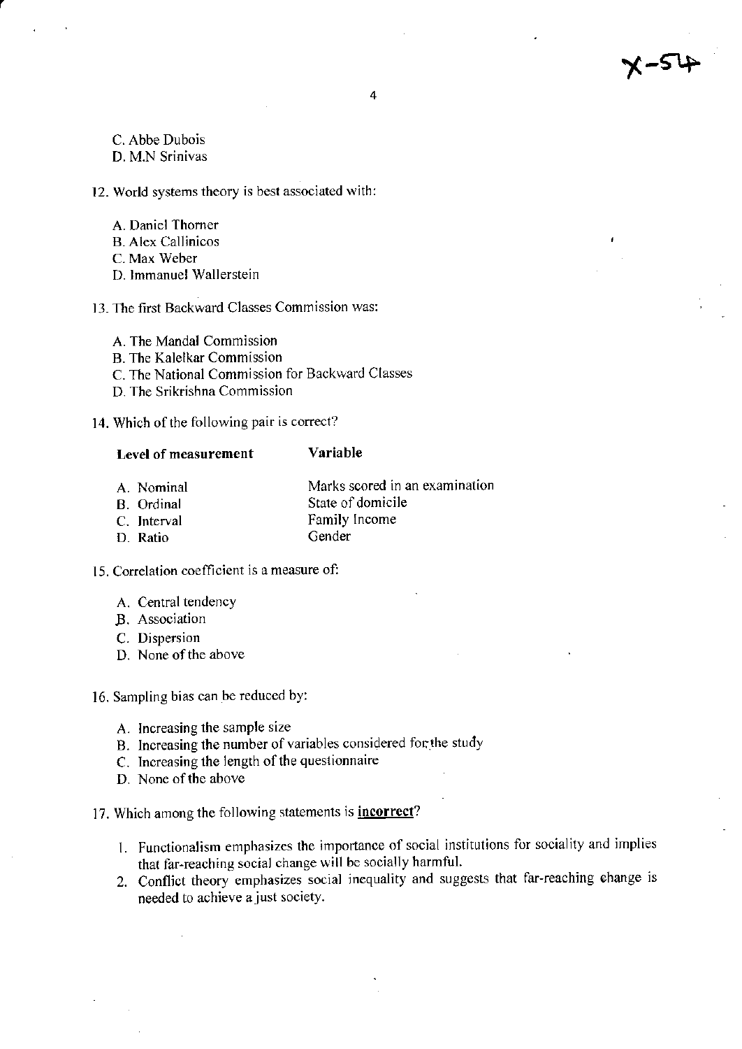C. Abbe Dubois
D. M.N Srinivas

12. World systems theory is best associated with:

    A. Daniel Thorner
    B. Alex Callinicos
    C. Max Weber
    D. Immanuel Wallerstein

13. The first Backward Classes Commission was:

    A. The Mandal Commission
    B. The Kalelkar Commission
    C. The National Commission for Backward Classes
    D. The Srikrishna Commission

14. Which of the following pair is correct?

| **Level of measurement** | **Variable** |
|---|---|
| A. Nominal | Marks scored in an examination |
| B. Ordinal | State of domicile |
| C. Interval | Family Income |
| D. Ratio | Gender |

15. Correlation coefficient is a measure of:

    A. Central tendency
    B. Association
    C. Dispersion
    D. None of the above

16. Sampling bias can be reduced by:

    A. Increasing the sample size
    B. Increasing the number of variables considered for the study
    C. Increasing the length of the questionnaire
    D. None of the above

17. Which among the following statements is **incorrect**?

    1. Functionalism emphasizes the importance of social institutions for sociality and implies that far-reaching social change will be socially harmful.
    2. Conflict theory emphasizes social inequality and suggests that far-reaching change is needed to achieve a just society.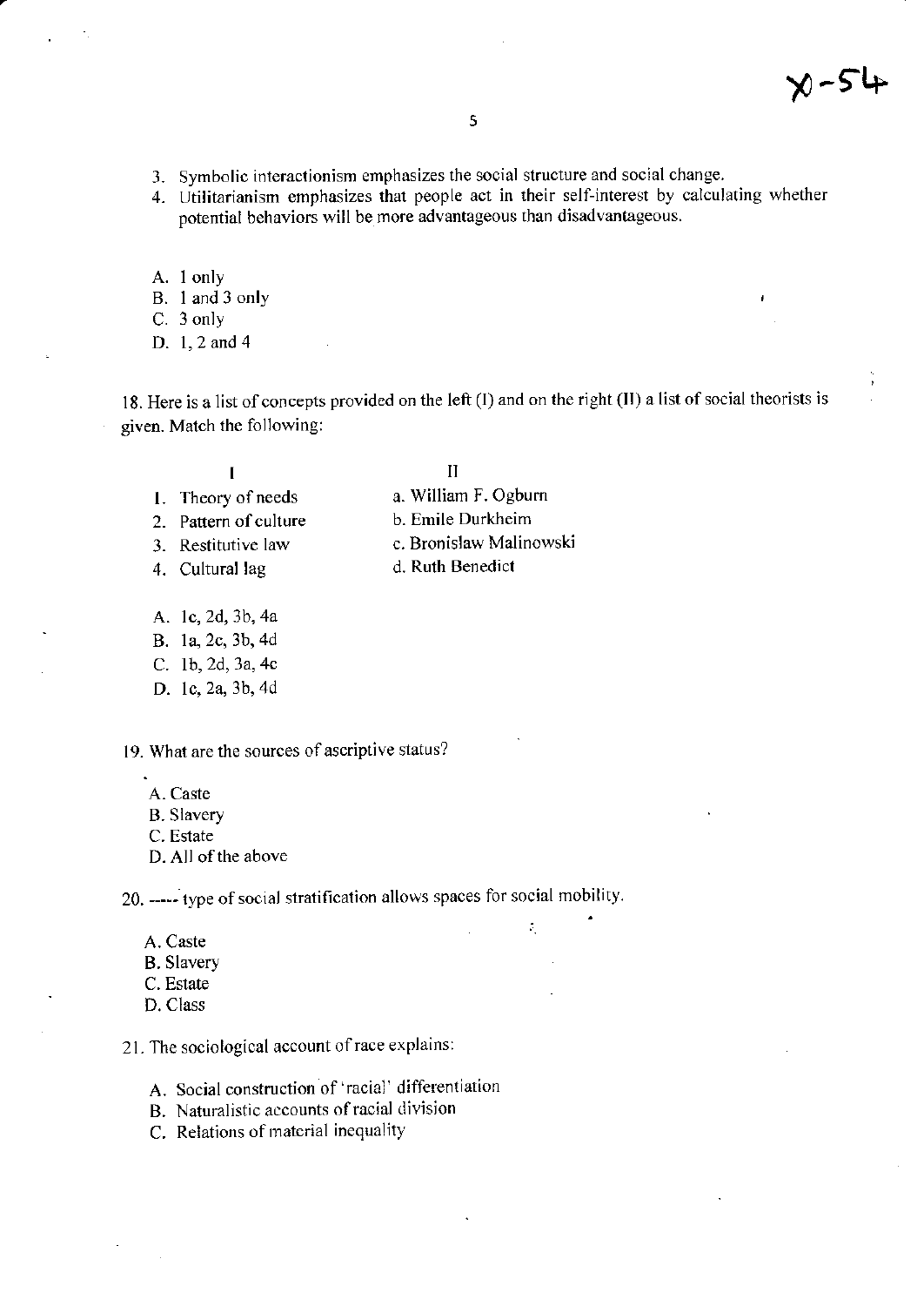3. Symbolic interactionism emphasizes the social structure and social change.
4. Utilitarianism emphasizes that people act in their self-interest by calculating whether potential behaviors will be more advantageous than disadvantageous.

A. 1 only
B. 1 and 3 only
C. 3 only
D. 1, 2 and 4

18. Here is a list of concepts provided on the left (I) and on the right (II) a list of social theorists is given. Match the following:

| I | II |
|---|---|
| 1. Theory of needs | a. William F. Ogburn |
| 2. Pattern of culture | b. Emile Durkheim |
| 3. Restitutive law | c. Bronislaw Malinowski |
| 4. Cultural lag | d. Ruth Benedict |

A. 1c, 2d, 3b, 4a
B. 1a, 2c, 3b, 4d
C. 1b, 2d, 3a, 4c
D. 1c, 2a, 3b, 4d

19. What are the sources of ascriptive status?

A. Caste
B. Slavery
C. Estate
D. All of the above

20. ----- type of social stratification allows spaces for social mobility.

A. Caste
B. Slavery
C. Estate
D. Class

21. The sociological account of race explains:

A. Social construction of 'racial' differentiation
B. Naturalistic accounts of racial division
C. Relations of material inequality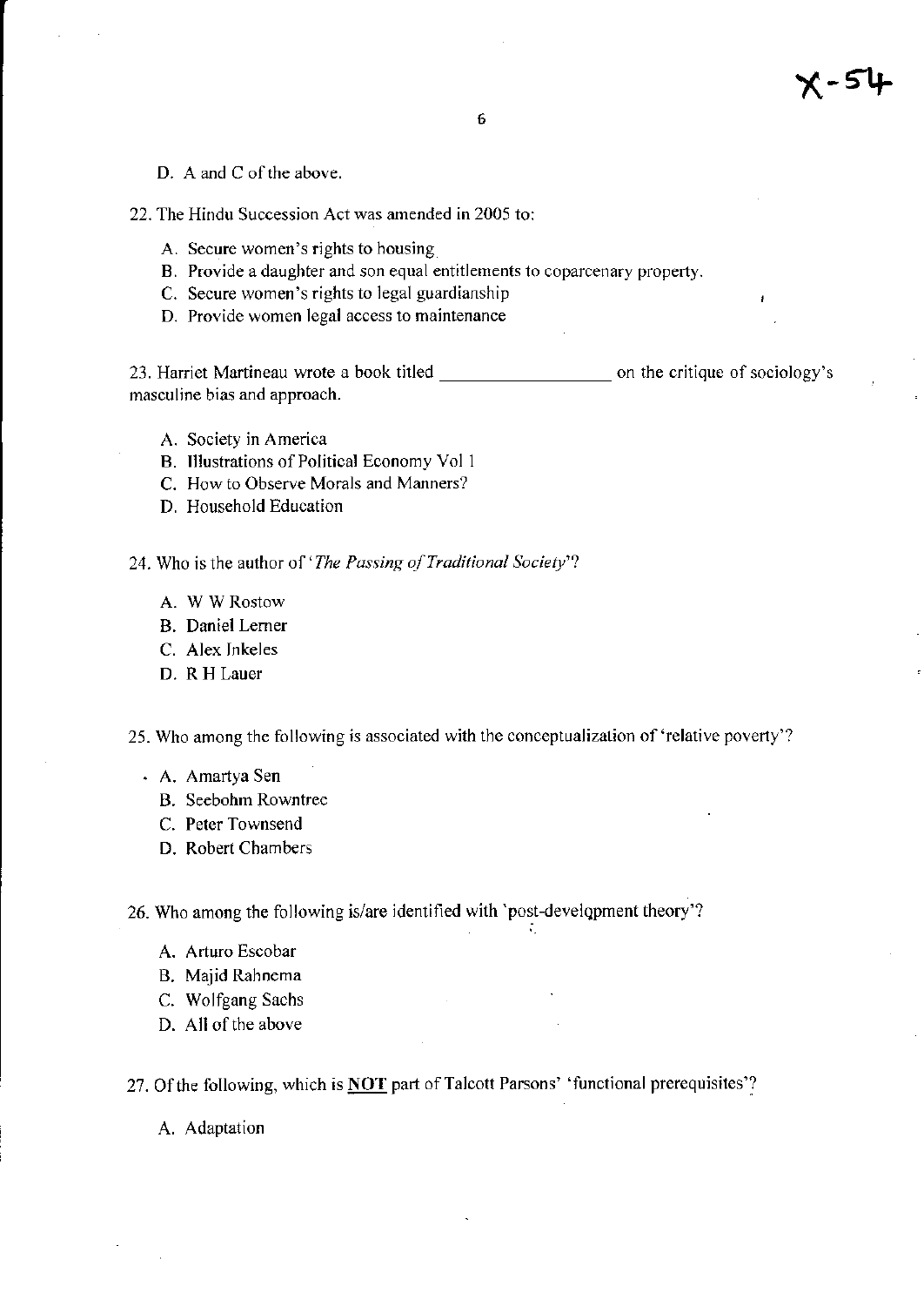D. A and C of the above.

22. The Hindu Succession Act was amended in 2005 to:

A. Secure women's rights to housing
B. Provide a daughter and son equal entitlements to coparcenary property.
C. Secure women's rights to legal guardianship
D. Provide women legal access to maintenance

23. Harriet Martineau wrote a book titled __________________ on the critique of sociology's masculine bias and approach.

A. Society in America
B. Illustrations of Political Economy Vol 1
C. How to Observe Morals and Manners?
D. Household Education

24. Who is the author of '*The Passing of Traditional Society*'?

A. W W Rostow
B. Daniel Lerner
C. Alex Inkeles
D. R H Lauer

25. Who among the following is associated with the conceptualization of 'relative poverty'?

A. Amartya Sen
B. Seebohm Rowntree
C. Peter Townsend
D. Robert Chambers

26. Who among the following is/are identified with 'post-development theory'?

A. Arturo Escobar
B. Majid Rahnema
C. Wolfgang Sachs
D. All of the above

27. Of the following, which is **NOT** part of Talcott Parsons' 'functional prerequisites'?

A. Adaptation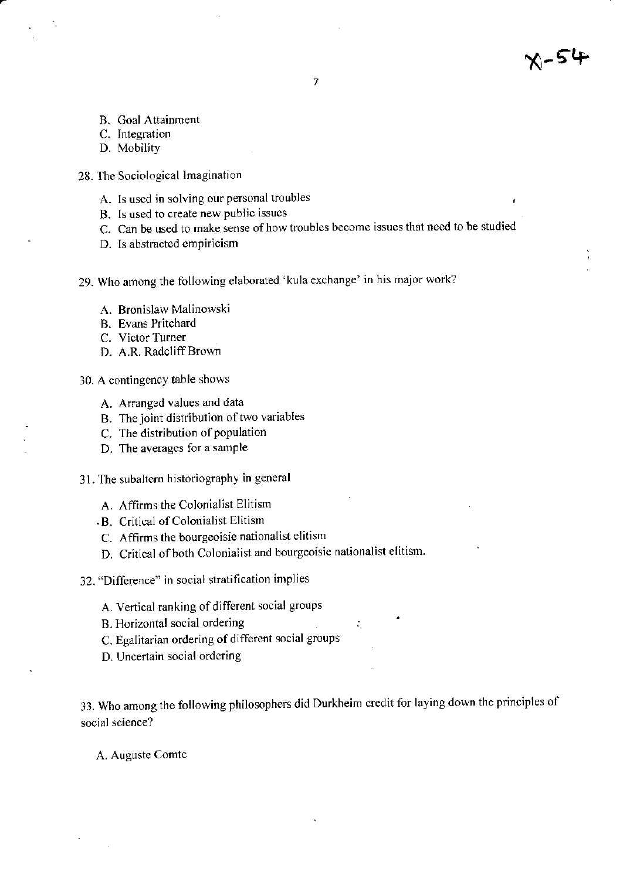B. Goal Attainment
C. Integration
D. Mobility

28. The Sociological Imagination

A. Is used in solving our personal troubles
B. Is used to create new public issues
C. Can be used to make sense of how troubles become issues that need to be studied
D. Is abstracted empiricism

29. Who among the following elaborated 'kula exchange' in his major work?

A. Bronislaw Malinowski
B. Evans Pritchard
C. Victor Turner
D. A.R. Radcliff Brown

30. A contingency table shows

A. Arranged values and data
B. The joint distribution of two variables
C. The distribution of population
D. The averages for a sample

31. The subaltern historiography in general

A. Affirms the Colonialist Elitism
B. Critical of Colonialist Elitism
C. Affirms the bourgeoisie nationalist elitism
D. Critical of both Colonialist and bourgeoisie nationalist elitism.

32. "Difference" in social stratification implies

A. Vertical ranking of different social groups
B. Horizontal social ordering
C. Egalitarian ordering of different social groups
D. Uncertain social ordering

33. Who among the following philosophers did Durkheim credit for laying down the principles of social science?

A. Auguste Comte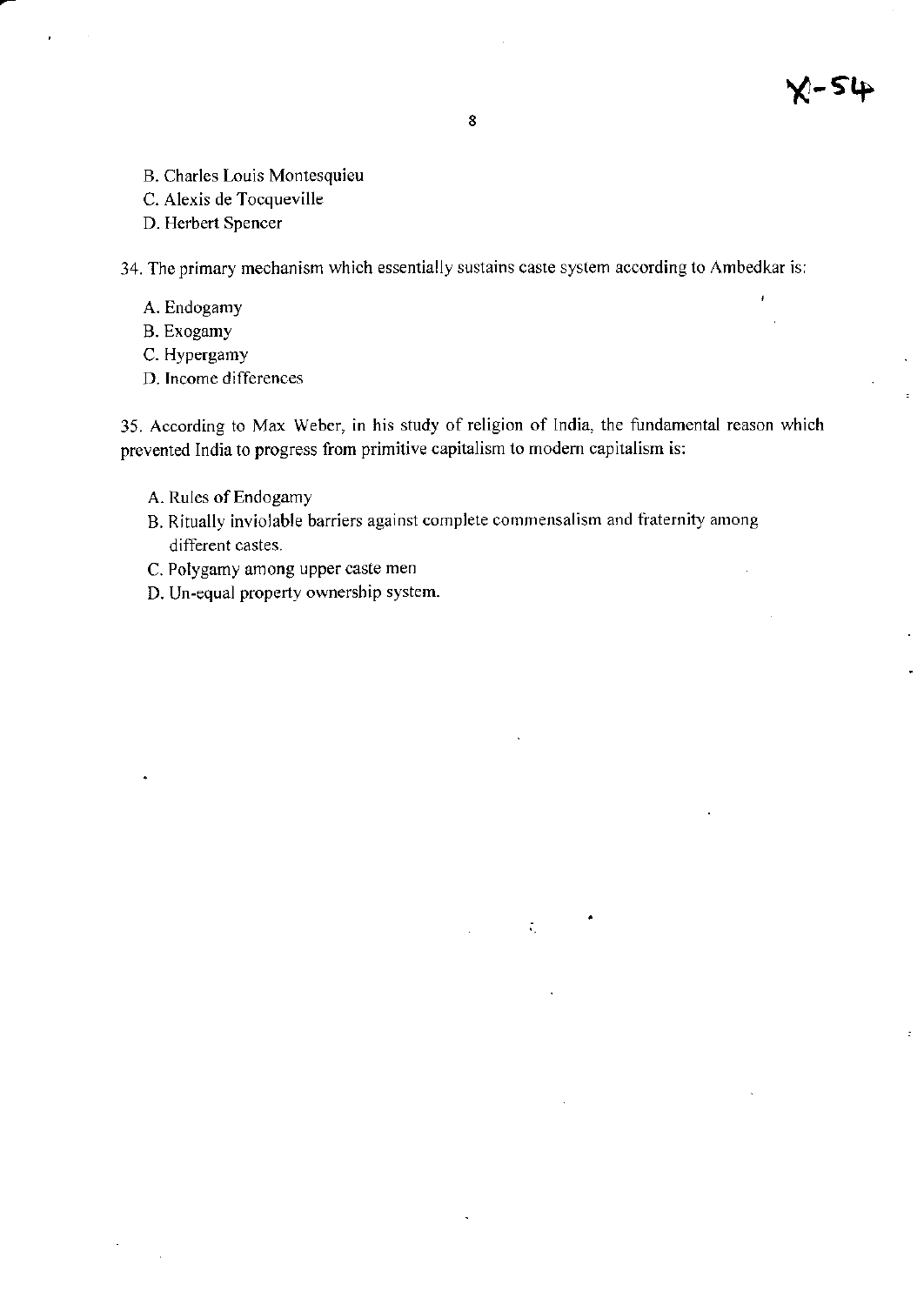B. Charles Louis Montesquieu
C. Alexis de Tocqueville
D. Herbert Spencer

34. The primary mechanism which essentially sustains caste system according to Ambedkar is:

A. Endogamy
B. Exogamy
C. Hypergamy
D. Income differences

35. According to Max Weber, in his study of religion of India, the fundamental reason which prevented India to progress from primitive capitalism to modern capitalism is:

A. Rules of Endogamy
B. Ritually inviolable barriers against complete commensalism and fraternity among different castes.
C. Polygamy among upper caste men
D. Un-equal property ownership system.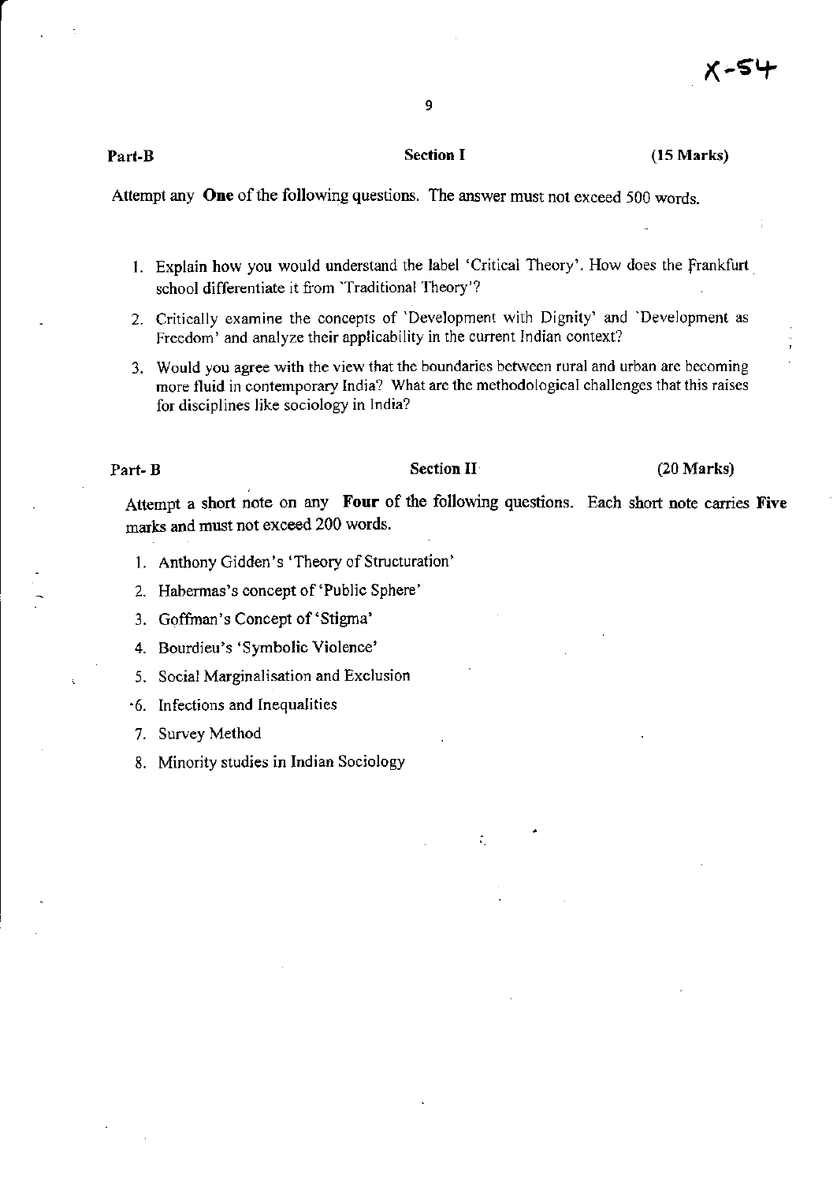X-54

**Part-B** **Section I** **(15 Marks)**

Attempt any **One** of the following questions. The answer must not exceed 500 words.

1. Explain how you would understand the label 'Critical Theory'. How does the Frankfurt school differentiate it from 'Traditional Theory'?
2. Critically examine the concepts of 'Development with Dignity' and 'Development as Freedom' and analyze their applicability in the current Indian context?
3. Would you agree with the view that the boundaries between rural and urban are becoming more fluid in contemporary India? What are the methodological challenges that this raises for disciplines like sociology in India?

**Part- B** **Section II** **(20 Marks)**

Attempt a short note on any **Four** of the following questions. Each short note carries **Five** marks and must not exceed 200 words.

1. Anthony Gidden's 'Theory of Structuration'
2. Habermas's concept of 'Public Sphere'
3. Goffman's Concept of 'Stigma'
4. Bourdieu's 'Symbolic Violence'
5. Social Marginalisation and Exclusion
6. Infections and Inequalities
7. Survey Method
8. Minority studies in Indian Sociology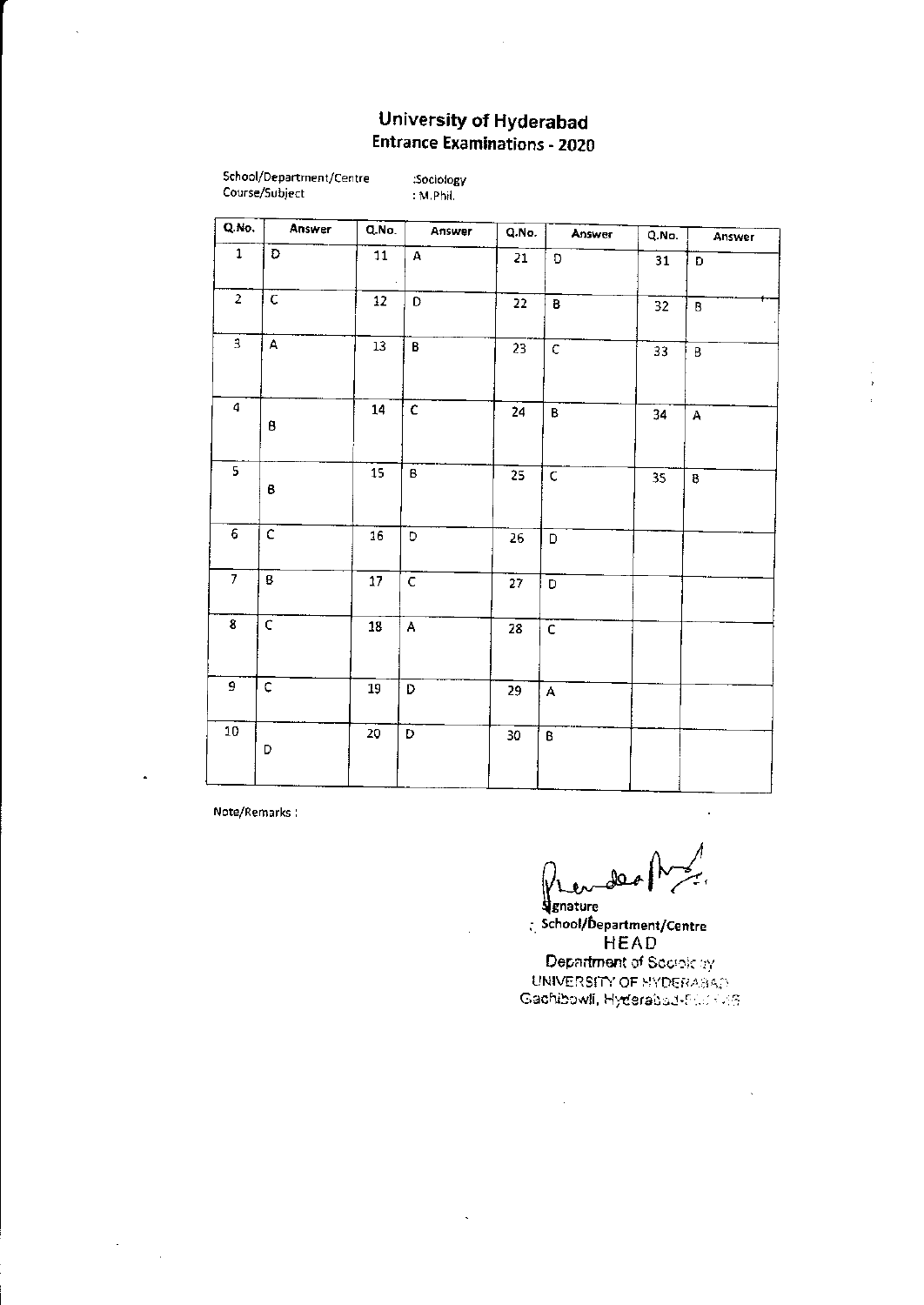# University of Hyderabad
## Entrance Examinations - 2020

School/Department/Centre :Sociology
Course/Subject : M.Phil.

| Q.No. | Answer | Q.No. | Answer | Q.No. | Answer | Q.No. | Answer |
|---|---|---|---|---|---|---|---|
| 1 | D | 11 | A | 21 | D | 31 | D |
| 2 | C | 12 | D | 22 | B | 32 | B |
| 3 | A | 13 | B | 23 | C | 33 | B |
| 4 | B | 14 | C | 24 | B | 34 | A |
| 5 | B | 15 | B | 25 | C | 35 | B |
| 6 | C | 16 | D | 26 | D | | |
| 7 | B | 17 | C | 27 | D | | |
| 8 | C | 18 | A | 28 | C | | |
| 9 | C | 19 | D | 29 | A | | |
| 10 | D | 20 | D | 30 | B | | |

Note/Remarks :

Signature
School/Department/Centre
HEAD
Department of Sociology
UNIVERSITY OF HYDERABAD
Gachibowli, Hyderabad-500 046